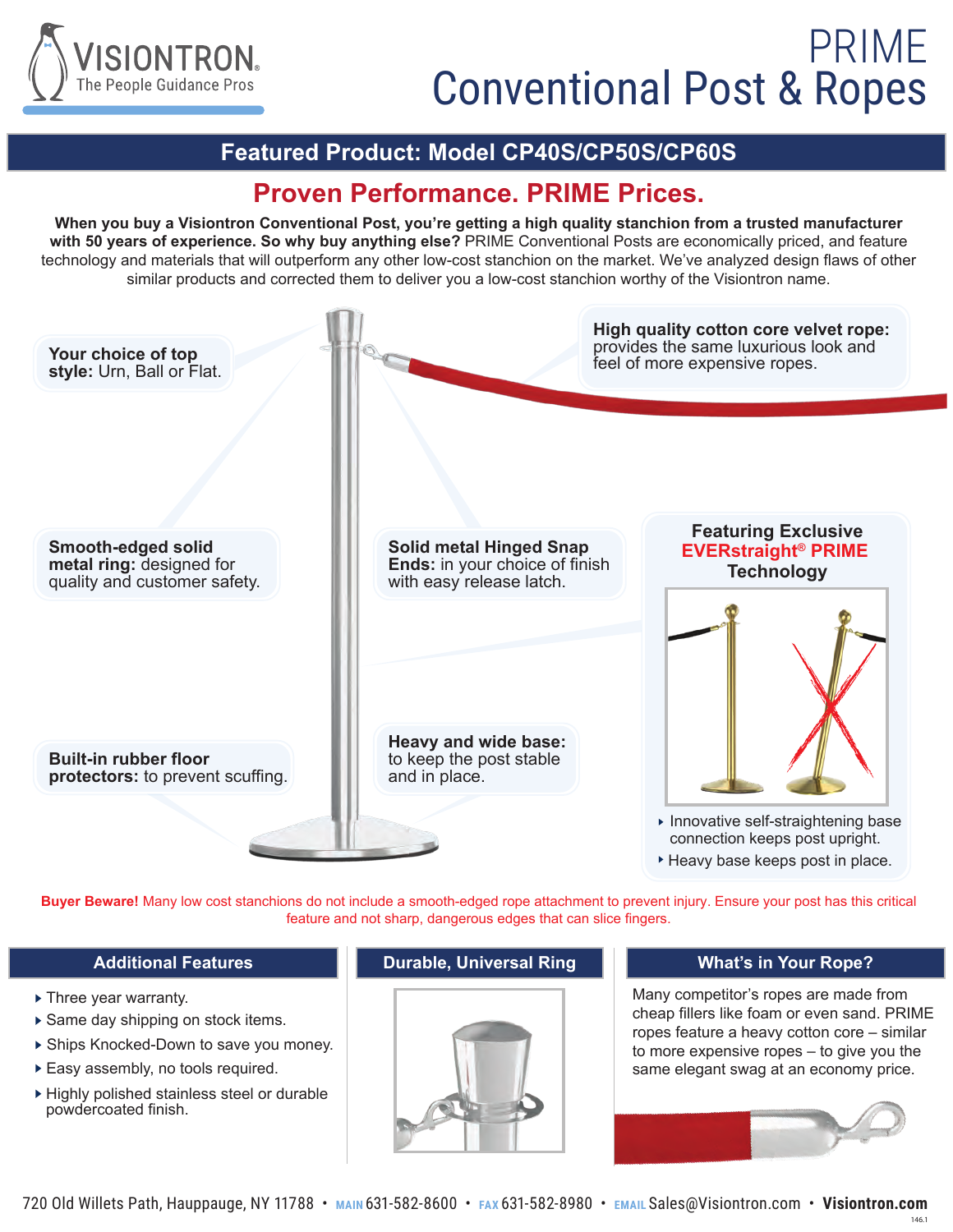VISIONTRON
The People Guidance Pros

# PRIME Conventional Post & Ropes

## Featured Product: Model CP40S/CP50S/CP60S

## Proven Performance. PRIME Prices.

**When you buy a Visiontron Conventional Post, you're getting a high quality stanchion from a trusted manufacturer with 50 years of experience. So why buy anything else?** PRIME Conventional Posts are economically priced, and feature technology and materials that will outperform any other low-cost stanchion on the market. We've analyzed design flaws of other similar products and corrected them to deliver you a low-cost stanchion worthy of the Visiontron name.

**Your choice of top style:** Urn, Ball or Flat.

**High quality cotton core velvet rope:** provides the same luxurious look and feel of more expensive ropes.

**Smooth-edged solid metal ring:** designed for quality and customer safety.

**Solid metal Hinged Snap Ends:** in your choice of finish with easy release latch.

**Built-in rubber floor protectors:** to prevent scuffing.

**Heavy and wide base:** to keep the post stable and in place.

### Featuring Exclusive EVERstraight® PRIME Technology

- Innovative self-straightening base connection keeps post upright.
- Heavy base keeps post in place.

**Buyer Beware!** Many low cost stanchions do not include a smooth-edged rope attachment to prevent injury. Ensure your post has this critical feature and not sharp, dangerous edges that can slice fingers.

### Additional Features

- Three year warranty.
- Same day shipping on stock items.
- Ships Knocked-Down to save you money.
- Easy assembly, no tools required.
- Highly polished stainless steel or durable powdercoated finish.

### Durable, Universal Ring

### What's in Your Rope?

Many competitor's ropes are made from cheap fillers like foam or even sand. PRIME ropes feature a heavy cotton core – similar to more expensive ropes – to give you the same elegant swag at an economy price.

720 Old Willets Path, Hauppauge, NY 11788 • MAIN 631-582-8600 • FAX 631-582-8980 • EMAIL Sales@Visiontron.com • **Visiontron.com**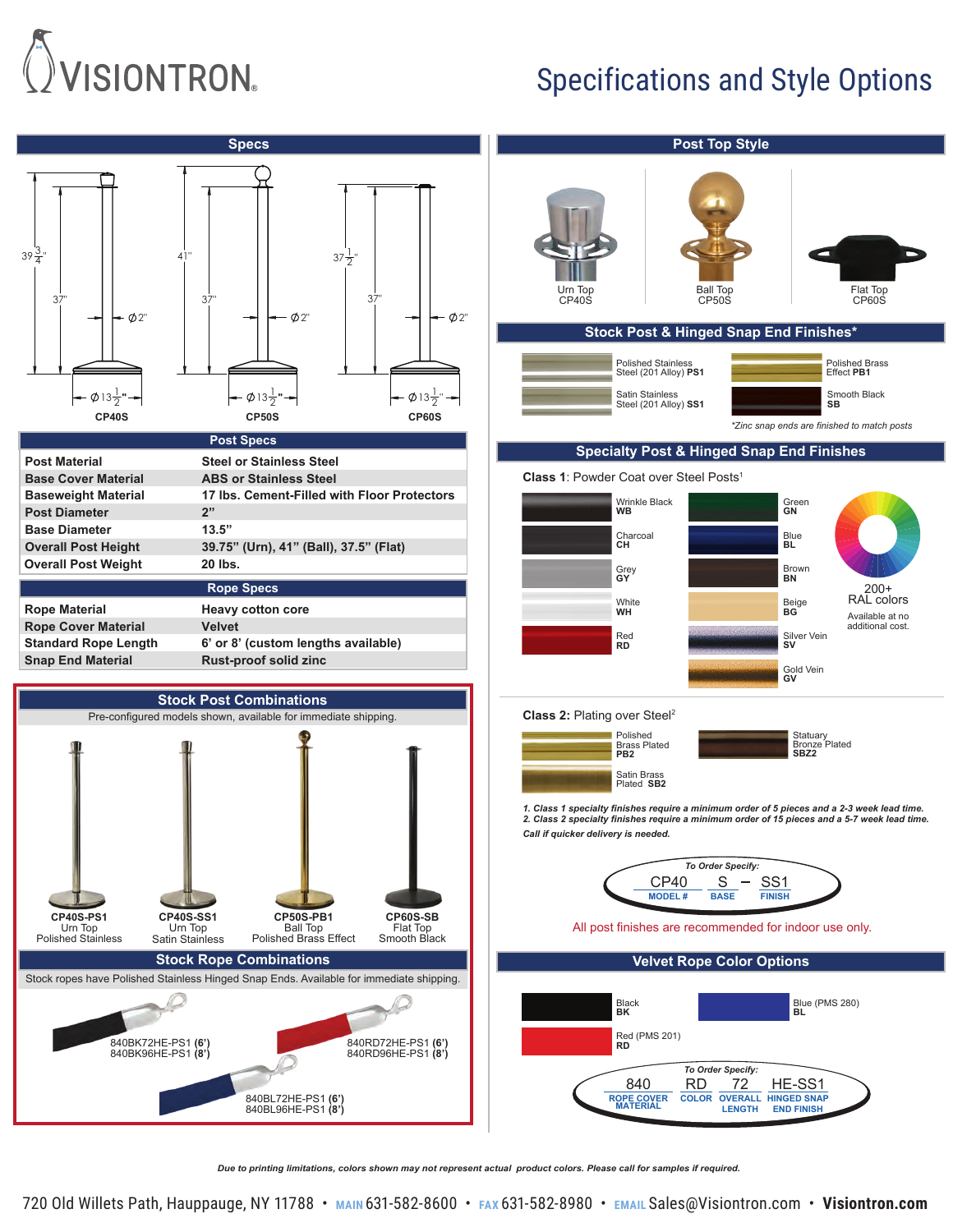# VISIONTRON

# Specifications and Style Options

## Specs

CP40S: $39\frac{3}{4}$" / 37" / Ø2" / Ø$13\frac{1}{2}$"

CP50S: 41" / 37" / Ø2" / Ø$13\frac{1}{2}$"

CP60S: $37\frac{1}{2}$" / 37" / Ø2" / Ø$13\frac{1}{2}$"

### Post Specs

| | |
|---|---|
| **Post Material** | **Steel or Stainless Steel** |
| **Base Cover Material** | **ABS or Stainless Steel** |
| **Baseweight Material** | **17 lbs. Cement-Filled with Floor Protectors** |
| **Post Diameter** | **2”** |
| **Base Diameter** | **13.5”** |
| **Overall Post Height** | **39.75” (Urn), 41” (Ball), 37.5” (Flat)** |
| **Overall Post Weight** | **20 lbs.** |

### Rope Specs

| | |
|---|---|
| **Rope Material** | **Heavy cotton core** |
| **Rope Cover Material** | **Velvet** |
| **Standard Rope Length** | **6’ or 8’ (custom lengths available)** |
| **Snap End Material** | **Rust-proof solid zinc** |

## Stock Post Combinations

Pre-configured models shown, available for immediate shipping.

- **CP40S-PS1** Urn Top Polished Stainless
- **CP40S-SS1** Urn Top Satin Stainless
- **CP50S-PB1** Ball Top Polished Brass Effect
- **CP60S-SB** Flat Top Smooth Black

## Stock Rope Combinations

Stock ropes have Polished Stainless Hinged Snap Ends. Available for immediate shipping.

- 840BK72HE-PS1 **(6’)** 840BK96HE-PS1 **(8’)**
- 840RD72HE-PS1 **(6’)** 840RD96HE-PS1 **(8’)**
- 840BL72HE-PS1 **(6’)** 840BL96HE-PS1 **(8’)**

## Post Top Style

- Urn Top CP40S
- Ball Top CP50S
- Flat Top CP60S

## Stock Post & Hinged Snap End Finishes*

- Polished Stainless Steel (201 Alloy) **PS1**
- Polished Brass Effect **PB1**
- Satin Stainless Steel (201 Alloy) **SS1**
- Smooth Black **SB**

*Zinc snap ends are finished to match posts*

## Specialty Post & Hinged Snap End Finishes

**Class 1**: Powder Coat over Steel Posts[1]

- Wrinkle Black **WB**
- Charcoal **CH**
- Grey **GY**
- White **WH**
- Red **RD**
- Green **GN**
- Blue **BL**
- Brown **BN**
- Beige **BG**
- Silver Vein **SV**
- Gold Vein **GV**

200+ RAL colors

Available at no additional cost.

**Class 2:** Plating over Steel[2]

- Polished Brass Plated **PB2**
- Satin Brass Plated **SB2**
- Statuary Bronze Plated **SBZ2**

*1. Class 1 specialty finishes require a minimum order of 5 pieces and a 2-3 week lead time.*
*2. Class 2 specialty finishes require a minimum order of 15 pieces and a 5-7 week lead time.*
*Call if quicker delivery is needed.*

*To Order Specify:*

CP40 (MODEL #) S (BASE) – SS1 (FINISH)

All post finishes are recommended for indoor use only.

## Velvet Rope Color Options

- Black **BK**
- Blue (PMS 280) **BL**
- Red (PMS 201) **RD**

*To Order Specify:*

840 (ROPE COVER MATERIAL) RD (COLOR) 72 (OVERALL LENGTH) HE-SS1 (HINGED SNAP END FINISH)

*Due to printing limitations, colors shown may not represent actual product colors. Please call for samples if required.*

720 Old Willets Path, Hauppauge, NY 11788 • MAIN 631-582-8600 • FAX 631-582-8980 • EMAIL Sales@Visiontron.com • **Visiontron.com**